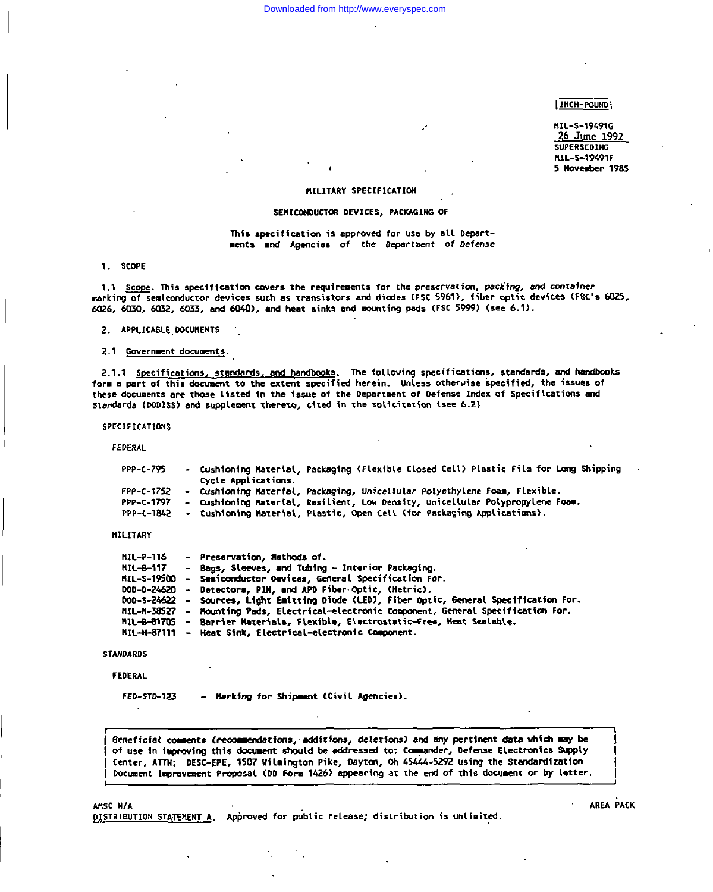INCH-POUND

MIL-S-19491G
26 June 1992
SUPERSEDING
MIL-S-19491F
5 November 1985

# MILITARY SPECIFICATION

## SEMICONDUCTOR DEVICES, PACKAGING OF

This specification is approved for use by all Departments and Agencies of the Department of Defense

## 1. SCOPE

1.1 Scope. This specification covers the requirements for the preservation, packing, and container marking of semiconductor devices such as transistors and diodes (FSC 5961), fiber optic devices (FSC's 6025, 6026, 6030, 6032, 6033, and 6040), and heat sinks and mounting pads (FSC 5999) (see 6.1).

## 2. APPLICABLE DOCUMENTS

2.1 Government documents.

2.1.1 Specifications, standards, and handbooks. The following specifications, standards, and handbooks form a part of this document to the extent specified herein. Unless otherwise specified, the issues of these documents are those listed in the issue of the Department of Defense Index of Specifications and Standards (DODISS) and supplement thereto, cited in the solicitation (see 6.2)

SPECIFICATIONS

FEDERAL

- PPP-C-795 - Cushioning Material, Packaging (Flexible Closed Cell) Plastic Film for Long Shipping Cycle Applications.
- PPP-C-1752 - Cushioning Material, Packaging, Unicellular Polyethylene Foam, Flexible.
- PPP-C-1797 - Cushioning Material, Resilient, Low Density, Unicellular Polypropylene Foam.
- PPP-C-1842 - Cushioning Material, Plastic, Open Cell (for Packaging Applications).

MILITARY

- MIL-P-116 - Preservation, Methods of.
- MIL-B-117 - Bags, Sleeves, and Tubing - Interior Packaging.
- MIL-S-19500 - Semiconductor Devices, General Specification For.
- DOD-D-24620 - Detectors, PIN, and APD Fiber Optic, (Metric).
- DOD-S-24622 - Sources, Light Emitting Diode (LED), Fiber Optic, General Specification For.
- MIL-M-38527 - Mounting Pads, Electrical-electronic Component, General Specification For.
- MIL-B-81705 - Barrier Materials, Flexible, Electrostatic-Free, Heat Sealable.
- MIL-H-87111 - Heat Sink, Electrical-electronic Component.

STANDARDS

FEDERAL

- FED-STD-123 - Marking for Shipment (Civil Agencies).

Beneficial comments (recommendations, additions, deletions) and any pertinent data which may be of use in improving this document should be addressed to: Commander, Defense Electronics Supply Center, ATTN: DESC-EPE, 1507 Wilmington Pike, Dayton, Oh 45444-5292 using the Standardization Document Improvement Proposal (DD Form 1426) appearing at the end of this document or by letter.

AMSC N/A

AREA PACK

DISTRIBUTION STATEMENT A. Approved for public release; distribution is unlimited.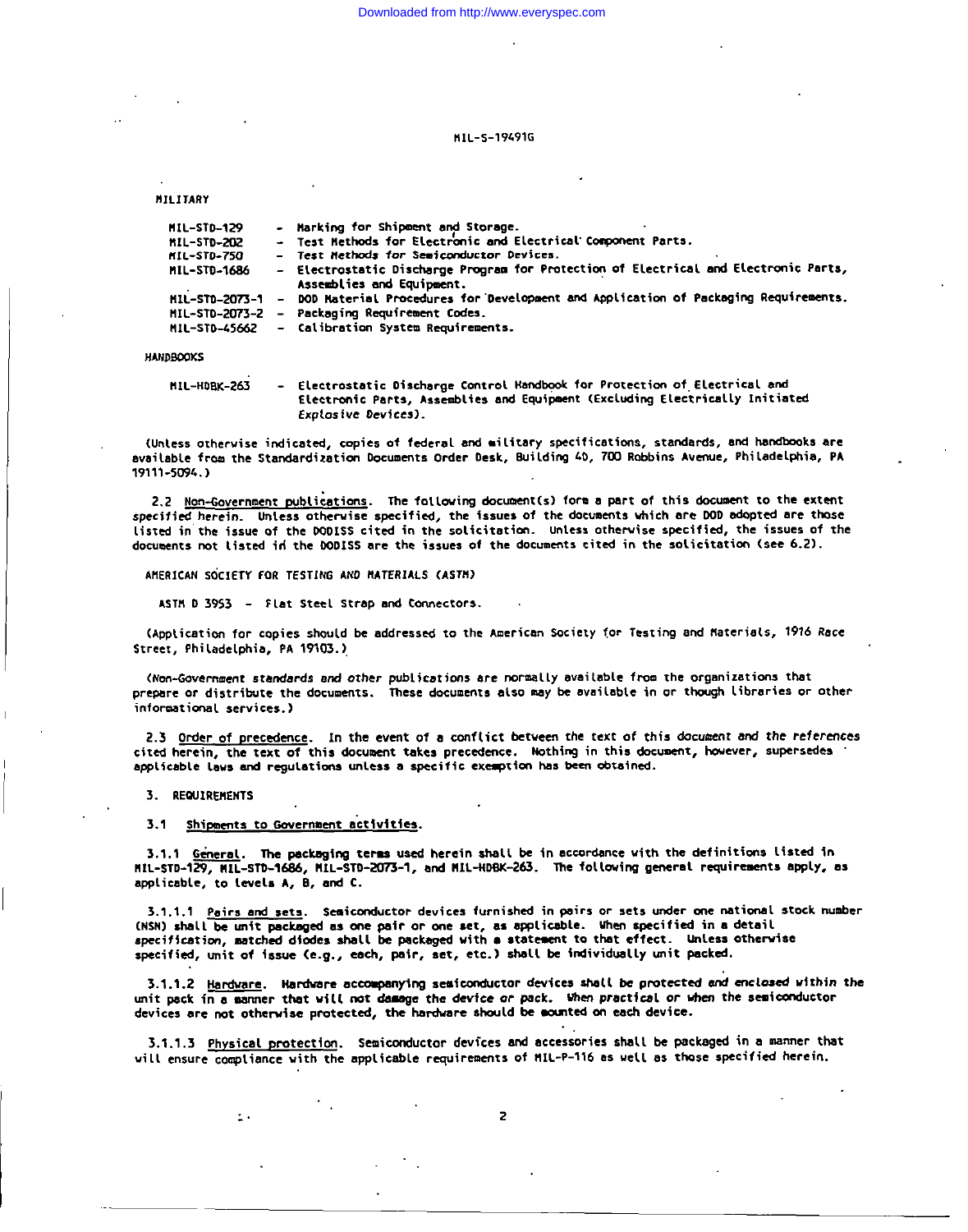MILITARY

- MIL-STD-129 - Marking for Shipment and Storage.
- MIL-STD-202 - Test Methods for Electronic and Electrical Component Parts.
- MIL-STD-750 - Test Methods for Semiconductor Devices.
- MIL-STD-1686 - Electrostatic Discharge Program for Protection of Electrical and Electronic Parts, Assemblies and Equipment.
- MIL-STD-2073-1 - DOD Material Procedures for Development and Application of Packaging Requirements.
- MIL-STD-2073-2 - Packaging Requirement Codes.
- MIL-STD-45662 - Calibration System Requirements.

HANDBOOKS

- MIL-HDBK-263 - Electrostatic Discharge Control Handbook for Protection of Electrical and Electronic Parts, Assemblies and Equipment (Excluding Electrically Initiated Explosive Devices).

(Unless otherwise indicated, copies of federal and military specifications, standards, and handbooks are available from the Standardization Documents Order Desk, Building 4D, 700 Robbins Avenue, Philadelphia, PA 19111-5094.)

2.2 Non-Government publications. The following document(s) form a part of this document to the extent specified herein. Unless otherwise specified, the issues of the documents which are DOD adopted are those listed in the issue of the DODISS cited in the solicitation. Unless otherwise specified, the issues of the documents not listed in the DODISS are the issues of the documents cited in the solicitation (see 6.2).

AMERICAN SOCIETY FOR TESTING AND MATERIALS (ASTM)

ASTM D 3953 - Flat Steel Strap and Connectors.

(Application for copies should be addressed to the American Society for Testing and Materials, 1916 Race Street, Philadelphia, PA 19103.)

(Non-Government standards and other publications are normally available from the organizations that prepare or distribute the documents. These documents also may be available in or though libraries or other informational services.)

2.3 Order of precedence. In the event of a conflict between the text of this document and the references cited herein, the text of this document takes precedence. Nothing in this document, however, supersedes applicable laws and regulations unless a specific exemption has been obtained.

## 3. REQUIREMENTS

3.1 Shipments to Government activities.

3.1.1 General. The packaging terms used herein shall be in accordance with the definitions listed in MIL-STD-129, MIL-STD-1686, MIL-STD-2073-1, and MIL-HDBK-263. The following general requirements apply, as applicable, to levels A, B, and C.

3.1.1.1 Pairs and sets. Semiconductor devices furnished in pairs or sets under one national stock number (NSN) shall be unit packaged as one pair or one set, as applicable. When specified in a detail specification, matched diodes shall be packaged with a statement to that effect. Unless otherwise specified, unit of issue (e.g., each, pair, set, etc.) shall be individually unit packed.

3.1.1.2 Hardware. Hardware accompanying semiconductor devices shall be protected and enclosed within the unit pack in a manner that will not damage the device or pack. When practical or when the semiconductor devices are not otherwise protected, the hardware should be mounted on each device.

3.1.1.3 Physical protection. Semiconductor devices and accessories shall be packaged in a manner that will ensure compliance with the applicable requirements of MIL-P-116 as well as those specified herein.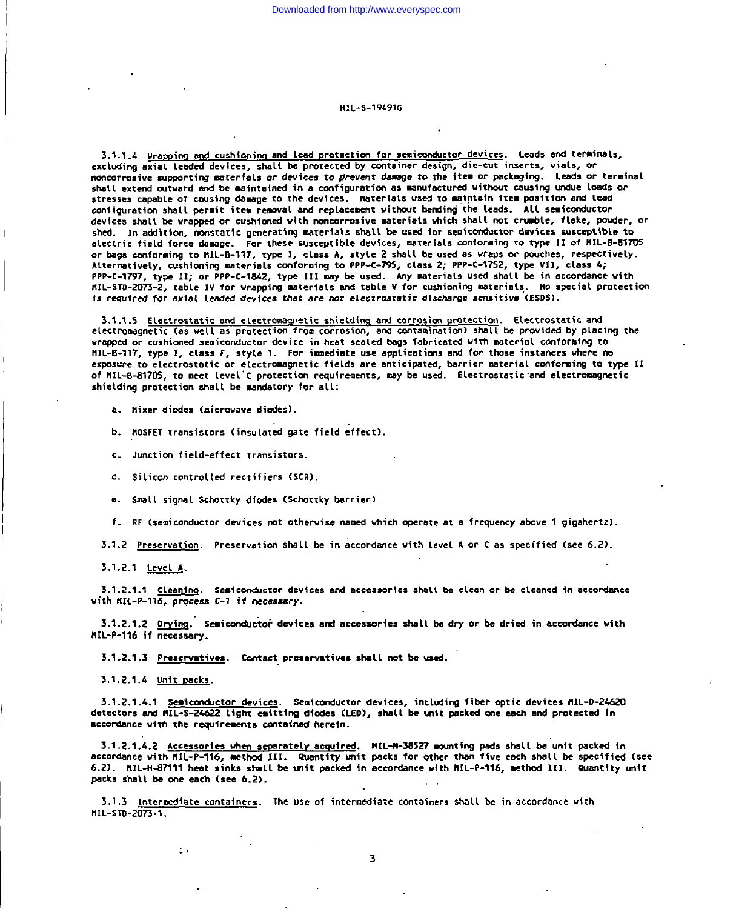3.1.1.4 Wrapping and cushioning and lead protection for semiconductor devices. Leads and terminals, excluding axial leaded devices, shall be protected by container design, die-cut inserts, vials, or noncorrosive supporting materials or devices to prevent damage to the item or packaging. Leads or terminal shall extend outward and be maintained in a configuration as manufactured without causing undue loads or stresses capable of causing damage to the devices. Materials used to maintain item position and lead configuration shall permit item removal and replacement without bending the leads. All semiconductor devices shall be wrapped or cushioned with noncorrosive materials which shall not crumble, flake, powder, or shed. In addition, nonstatic generating materials shall be used for semiconductor devices susceptible to electric field force damage. For these susceptible devices, materials conforming to type II of MIL-B-81705 or bags conforming to MIL-B-117, type I, class A, style 2 shall be used as wraps or pouches, respectively. Alternatively, cushioning materials conforming to PPP-C-795, class 2; PPP-C-1752, type VII, class 4; PPP-C-1797, type II; or PPP-C-1842, type III may be used. Any materials used shall be in accordance with MIL-STD-2073-2, table IV for wrapping materials and table V for cushioning materials. No special protection is required for axial leaded devices that are not electrostatic discharge sensitive (ESDS).

3.1.1.5 Electrostatic and electromagnetic shielding and corrosion protection. Electrostatic and electromagnetic (as well as protection from corrosion, and contamination) shall be provided by placing the wrapped or cushioned semiconductor device in heat sealed bags fabricated with material conforming to MIL-B-117, type I, class F, style 1. For immediate use applications and for those instances where no exposure to electrostatic or electromagnetic fields are anticipated, barrier material conforming to type II of MIL-B-81705, to meet level C protection requirements, may be used. Electrostatic and electromagnetic shielding protection shall be mandatory for all:

a. Mixer diodes (microwave diodes).

b. MOSFET transistors (insulated gate field effect).

c. Junction field-effect transistors.

d. Silicon controlled rectifiers (SCR).

e. Small signal Schottky diodes (Schottky barrier).

f. RF (semiconductor devices not otherwise named which operate at a frequency above 1 gigahertz).

3.1.2 Preservation. Preservation shall be in accordance with level A or C as specified (see 6.2).

3.1.2.1 Level A.

3.1.2.1.1 Cleaning. Semiconductor devices and accessories shall be clean or be cleaned in accordance with MIL-P-116, process C-1 if necessary.

3.1.2.1.2 Drying. Semiconductor devices and accessories shall be dry or be dried in accordance with MIL-P-116 if necessary.

3.1.2.1.3 Preservatives. Contact preservatives shall not be used.

3.1.2.1.4 Unit packs.

3.1.2.1.4.1 Semiconductor devices. Semiconductor devices, including fiber optic devices MIL-D-24620 detectors and MIL-S-24622 light emitting diodes (LED), shall be unit packed one each and protected in accordance with the requirements contained herein.

3.1.2.1.4.2 Accessories when separately acquired. MIL-M-38527 mounting pads shall be unit packed in accordance with MIL-P-116, method III. Quantity unit packs for other than five each shall be specified (see 6.2). MIL-H-87111 heat sinks shall be unit packed in accordance with MIL-P-116, method III. Quantity unit packs shall be one each (see 6.2).

3.1.3 Intermediate containers. The use of intermediate containers shall be in accordance with MIL-STD-2073-1.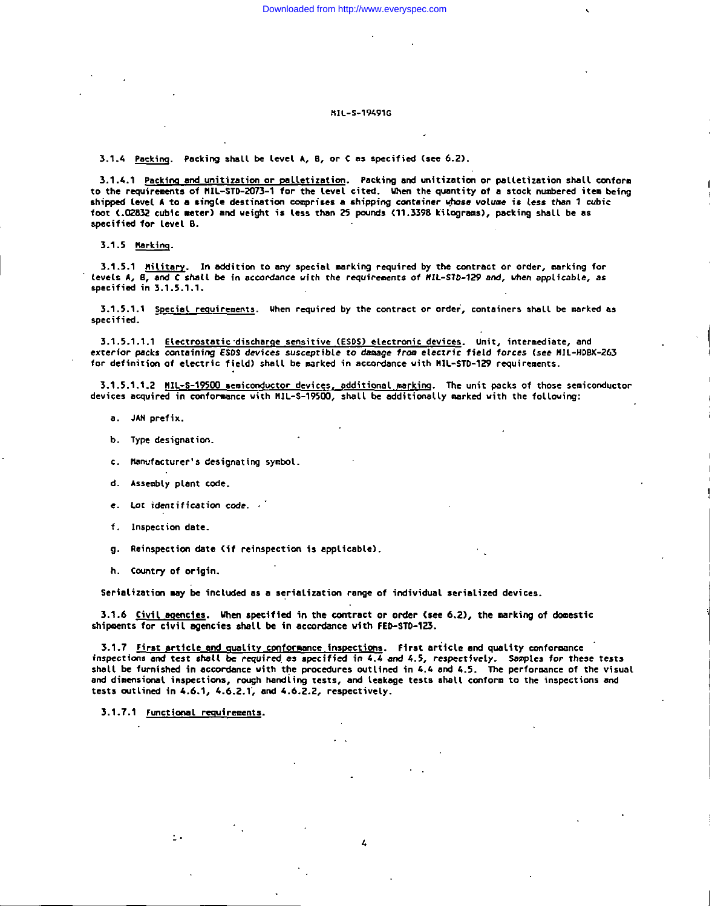3.1.4 Packing. Packing shall be level A, B, or C as specified (see 6.2).

3.1.4.1 Packing and unitization or palletization. Packing and unitization or palletization shall conform to the requirements of MIL-STD-2073-1 for the level cited. When the quantity of a stock numbered item being shipped level A to a single destination comprises a shipping container whose volume is less than 1 cubic foot (.02832 cubic meter) and weight is less than 25 pounds (11.3398 kilograms), packing shall be as specified for level B.

3.1.5 Marking.

3.1.5.1 Military. In addition to any special marking required by the contract or order, marking for levels A, B, and C shall be in accordance with the requirements of MIL-STD-129 and, when applicable, as specified in 3.1.5.1.1.

3.1.5.1.1 Special requirements. When required by the contract or order, containers shall be marked as specified.

3.1.5.1.1.1 Electrostatic discharge sensitive (ESDS) electronic devices. Unit, intermediate, and exterior packs containing ESDS devices susceptible to damage from electric field forces (see MIL-HDBK-263 for definition of electric field) shall be marked in accordance with MIL-STD-129 requirements.

3.1.5.1.1.2 MIL-S-19500 semiconductor devices, additional marking. The unit packs of those semiconductor devices acquired in conformance with MIL-S-19500, shall be additionally marked with the following:

a. JAN prefix.

b. Type designation.

c. Manufacturer's designating symbol.

d. Assembly plant code.

e. Lot identification code.

f. Inspection date.

g. Reinspection date (if reinspection is applicable).

h. Country of origin.

Serialization may be included as a serialization range of individual serialized devices.

3.1.6 Civil agencies. When specified in the contract or order (see 6.2), the marking of domestic shipments for civil agencies shall be in accordance with FED-STD-123.

3.1.7 First article and quality conformance inspections. First article and quality conformance inspections and test shall be required as specified in 4.4 and 4.5, respectively. Samples for these tests shall be furnished in accordance with the procedures outlined in 4.4 and 4.5. The performance of the visual and dimensional inspections, rough handling tests, and leakage tests shall conform to the inspections and tests outlined in 4.6.1, 4.6.2.1, and 4.6.2.2, respectively.

3.1.7.1 Functional requirements.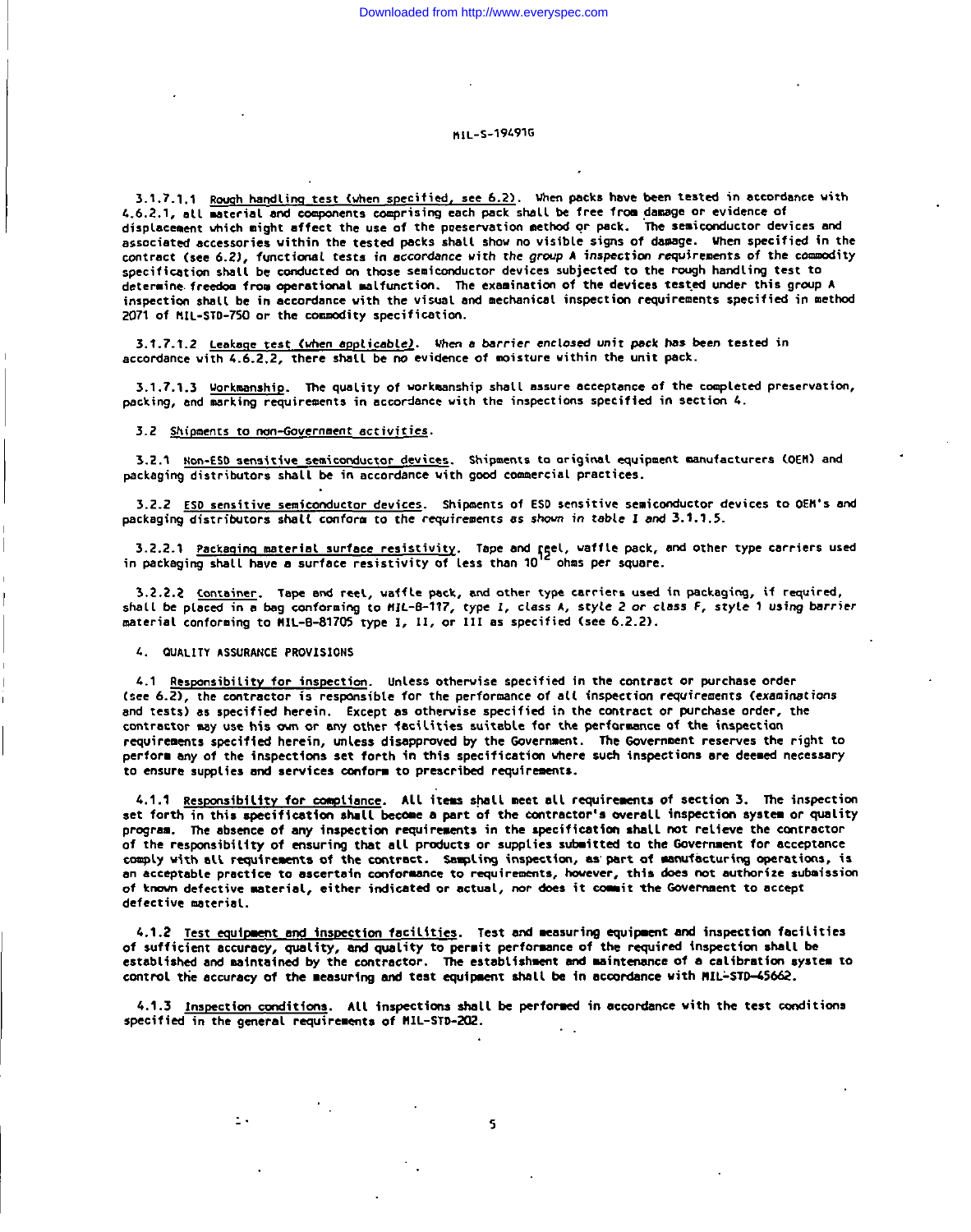3.1.7.1.1 Rough handling test (when specified, see 6.2). When packs have been tested in accordance with 4.6.2.1, all material and components comprising each pack shall be free from damage or evidence of displacement which might affect the use of the preservation method or pack. The semiconductor devices and associated accessories within the tested packs shall show no visible signs of damage. When specified in the contract (see 6.2), functional tests in accordance with the group A inspection requirements of the commodity specification shall be conducted on those semiconductor devices subjected to the rough handling test to determine freedom from operational malfunction. The examination of the devices tested under this group A inspection shall be in accordance with the visual and mechanical inspection requirements specified in method 2071 of MIL-STD-750 or the commodity specification.

3.1.7.1.2 Leakage test (when applicable). When a barrier enclosed unit pack has been tested in accordance with 4.6.2.2, there shall be no evidence of moisture within the unit pack.

3.1.7.1.3 Workmanship. The quality of workmanship shall assure acceptance of the completed preservation, packing, and marking requirements in accordance with the inspections specified in section 4.

3.2 Shipments to non-Government activities.

3.2.1 Non-ESD sensitive semiconductor devices. Shipments to original equipment manufacturers (OEM) and packaging distributors shall be in accordance with good commercial practices.

3.2.2 ESD sensitive semiconductor devices. Shipments of ESD sensitive semiconductor devices to OEM's and packaging distributors shall conform to the requirements as shown in table I and 3.1.1.5.

3.2.2.1 Packaging material surface resistivity. Tape and reel, waffle pack, and other type carriers used in packaging shall have a surface resistivity of less than $10^{12}$ ohms per square.

3.2.2.2 Container. Tape and reel, waffle pack, and other type carriers used in packaging, if required, shall be placed in a bag conforming to MIL-B-117, type I, class A, style 2 or class F, style 1 using barrier material conforming to MIL-B-81705 type I, II, or III as specified (see 6.2.2).

## 4. QUALITY ASSURANCE PROVISIONS

4.1 Responsibility for inspection. Unless otherwise specified in the contract or purchase order (see 6.2), the contractor is responsible for the performance of all inspection requirements (examinations and tests) as specified herein. Except as otherwise specified in the contract or purchase order, the contractor may use his own or any other facilities suitable for the performance of the inspection requirements specified herein, unless disapproved by the Government. The Government reserves the right to perform any of the inspections set forth in this specification where such inspections are deemed necessary to ensure supplies and services conform to prescribed requirements.

4.1.1 Responsibility for compliance. All items shall meet all requirements of section 3. The inspection set forth in this specification shall become a part of the contractor's overall inspection system or quality program. The absence of any inspection requirements in the specification shall not relieve the contractor of the responsibility of ensuring that all products or supplies submitted to the Government for acceptance comply with all requirements of the contract. Sampling inspection, as part of manufacturing operations, is an acceptable practice to ascertain conformance to requirements, however, this does not authorize submission of known defective material, either indicated or actual, nor does it commit the Government to accept defective material.

4.1.2 Test equipment and inspection facilities. Test and measuring equipment and inspection facilities of sufficient accuracy, quality, and quality to permit performance of the required inspection shall be established and maintained by the contractor. The establishment and maintenance of a calibration system to control the accuracy of the measuring and test equipment shall be in accordance with MIL-STD-45662.

4.1.3 Inspection conditions. All inspections shall be performed in accordance with the test conditions specified in the general requirements of MIL-STD-202.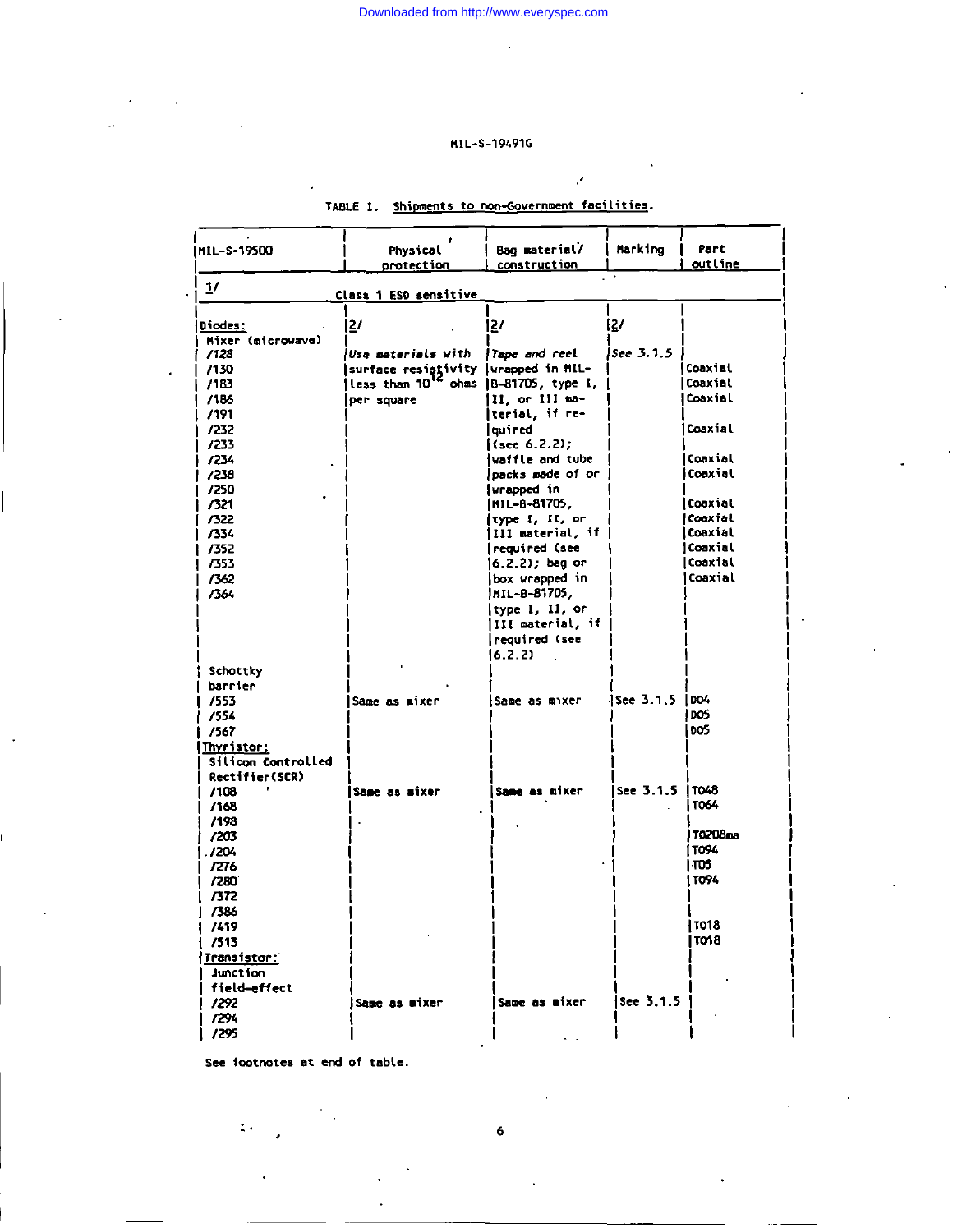TABLE I. Shipments to non-Government facilities.

| MIL-S-19500 | Physical protection | Bag material/ construction | Marking | Part outline |
|---|---|---|---|---|
| 1/ | Class 1 ESD sensitive | | | |
| **Diodes:** | 2/ | 2/ | 2/ | |
| Mixer (microwave) | | | | |
| /128 | *Use materials with* surface resistivity less than $10^{12}$ ohms per square | *Tape and reel* wrapped in MIL-B-81705, type I, II, or III material, if required (see 6.2.2); waffle and tube packs made of or wrapped in MIL-B-81705, type I, II, or III material, if required (see 6.2.2); bag or box wrapped in MIL-B-81705, type I, II, or III material, if required (see 6.2.2) | See 3.1.5 | |
| /130 | | | | Coaxial |
| /183 | | | | Coaxial |
| /186 | | | | Coaxial |
| /191 | | | | |
| /232 | | | | Coaxial |
| /233 | | | | |
| /234 | | | | Coaxial |
| /238 | | | | Coaxial |
| /250 | | | | |
| /321 | | | | Coaxial |
| /322 | | | | Coaxial |
| /334 | | | | Coaxial |
| /352 | | | | Coaxial |
| /353 | | | | Coaxial |
| /362 | | | | Coaxial |
| /364 | | | | |
| Schottky barrier | | | | |
| /553 | Same as mixer | Same as mixer | See 3.1.5 | DO4 |
| /554 | | | | DO5 |
| /567 | | | | DO5 |
| **Thyristor:** | | | | |
| Silicon Controlled Rectifier(SCR) | | | | |
| /108 | Same as mixer | Same as mixer | See 3.1.5 | TO48 |
| /168 | | | | TO64 |
| /198 | | | | |
| /203 | | | | TO208ma |
| /204 | | | | TO94 |
| /276 | | | | TO5 |
| /280 | | | | TO94 |
| /372 | | | | |
| /386 | | | | |
| /419 | | | | TO18 |
| /513 | | | | TO18 |
| **Transistor:** | | | | |
| Junction field-effect | | | | |
| /292 | Same as mixer | Same as mixer | See 3.1.5 | |
| /294 | | | | |
| /295 | | | | |

See footnotes at end of table.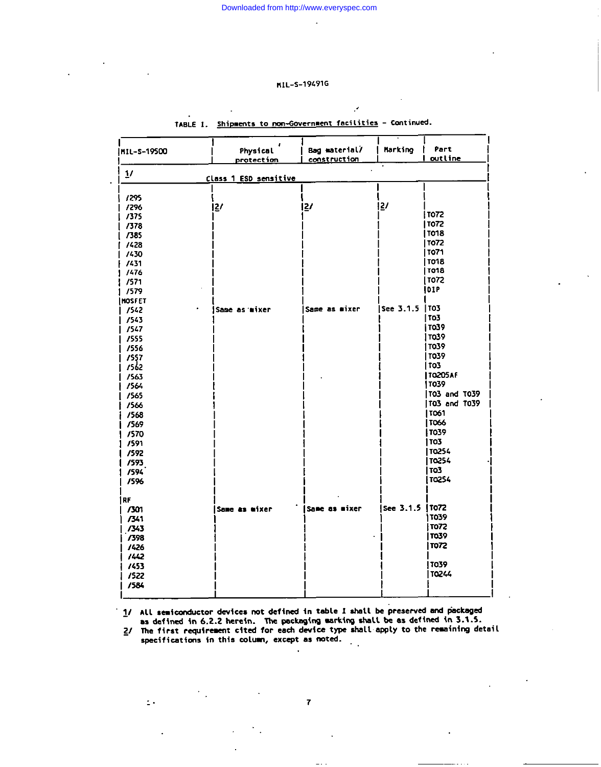TABLE I. Shipments to non-Government facilities - Continued.

| MIL-S-19500 | Physical protection | Bag material/ construction | Marking | Part outline |
|---|---|---|---|---|
| 1/ | Class 1 ESD sensitive | | | |
| /295 | | | | |
| /296 | 2/ | 2/ | 2/ | |
| /375 | | | | TO72 |
| /378 | | | | TO72 |
| /385 | | | | TO18 |
| /428 | | | | TO72 |
| /430 | | | | TO71 |
| /431 | | | | TO18 |
| /476 | | | | TO18 |
| /571 | | | | TO72 |
| /579 | | | | DIP |
| MOSFET | | | | |
| /542 | Same as mixer | Same as mixer | See 3.1.5 | TO3 |
| /543 | | | | TO3 |
| /547 | | | | TO39 |
| /555 | | | | TO39 |
| /556 | | | | TO39 |
| /557 | | | | TO39 |
| /562 | | | | TO3 |
| /563 | | | | TO205AF |
| /564 | | | | TO39 |
| /565 | | | | TO3 and TO39 |
| /566 | | | | TO3 and TO39 |
| /568 | | | | TO61 |
| /569 | | | | TO66 |
| /570 | | | | TO39 |
| /591 | | | | TO3 |
| /592 | | | | TO254 |
| /593 | | | | TO254 |
| /594 | | | | TO3 |
| /596 | | | | TO254 |
| RF | | | | |
| /301 | Same as mixer | Same as mixer | See 3.1.5 | TO72 |
| /341 | | | | TO39 |
| /343 | | | | TO72 |
| /398 | | | | TO39 |
| /426 | | | | TO72 |
| /442 | | | | |
| /453 | | | | TO39 |
| /522 | | | | TO244 |
| /584 | | | | |

1/ All semiconductor devices not defined in table I shall be preserved and packaged as defined in 6.2.2 herein. The packaging marking shall be as defined in 3.1.5.

2/ The first requirement cited for each device type shall apply to the remaining detail specifications in this column, except as noted.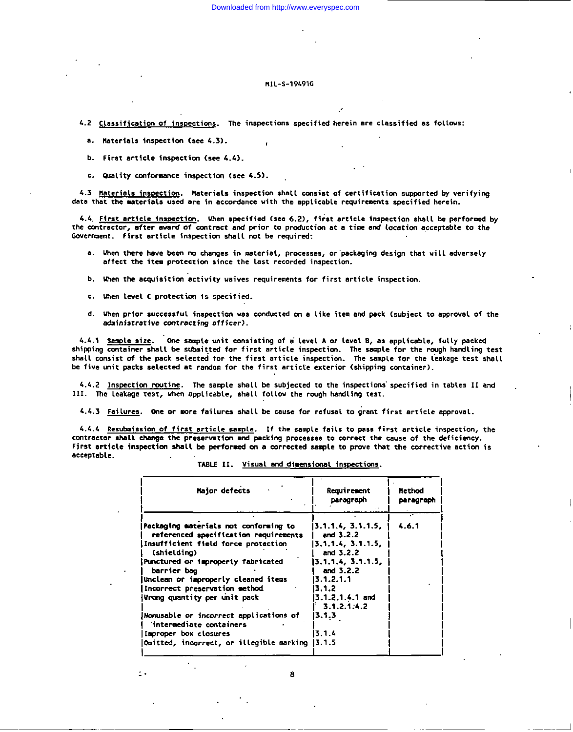MIL-S-19491G

4.2 Classification of inspections. The inspections specified herein are classified as follows:

a. Materials inspection (see 4.3).

b. First article inspection (see 4.4).

c. Quality conformance inspection (see 4.5).

4.3 Materials inspection. Materials inspection shall consist of certification supported by verifying data that the materials used are in accordance with the applicable requirements specified herein.

4.4 First article inspection. When specified (see 6.2), first article inspection shall be performed by the contractor, after award of contract and prior to production at a time and location acceptable to the Government. First article inspection shall not be required:

a. When there have been no changes in material, processes, or packaging design that will adversely affect the item protection since the last recorded inspection.

b. When the acquisition activity waives requirements for first article inspection.

c. When level C protection is specified.

d. When prior successful inspection was conducted on a like item and pack (subject to approval of the *administrative contracting officer*).

4.4.1 Sample size. One sample unit consisting of a level A or level B, as applicable, fully packed shipping container shall be submitted for first article inspection. The sample for the rough handling test shall consist of the pack selected for the first article inspection. The sample for the leakage test shall be five unit packs selected at random for the first article exterior (shipping container).

4.4.2 Inspection routine. The sample shall be subjected to the inspections specified in tables II and III. The leakage test, when applicable, shall follow the rough handling test.

4.4.3 Failures. One or more failures shall be cause for refusal to grant first article approval.

4.4.4 Resubmission of first article sample. If the sample fails to pass first article inspection, the contractor shall change the preservation and packing processes to correct the cause of the deficiency. First article inspection shall be performed on a corrected sample to prove that the corrective action is acceptable.

TABLE II. Visual and dimensional inspections.

| Major defects | Requirement paragraph | Method paragraph |
|---|---|---|
| Packaging materials not conforming to referenced specification requirements | 3.1.1.4, 3.1.1.5, and 3.2.2 | 4.6.1 |
| Insufficient field force protection (shielding) | 3.1.1.4, 3.1.1.5, and 3.2.2 | |
| Punctured or improperly fabricated barrier bag | 3.1.1.4, 3.1.1.5, and 3.2.2 | |
| Unclean or improperly cleaned items | 3.1.2.1.1 | |
| Incorrect preservation method | 3.1.2 | |
| Wrong quantity per unit pack | 3.1.2.1.4.1 and 3.1.2.1.4.2 | |
| Nonusable or incorrect applications of intermediate containers | 3.1.3 | |
| Improper box closures | 3.1.4 | |
| Omitted, incorrect, or illegible marking | 3.1.5 | |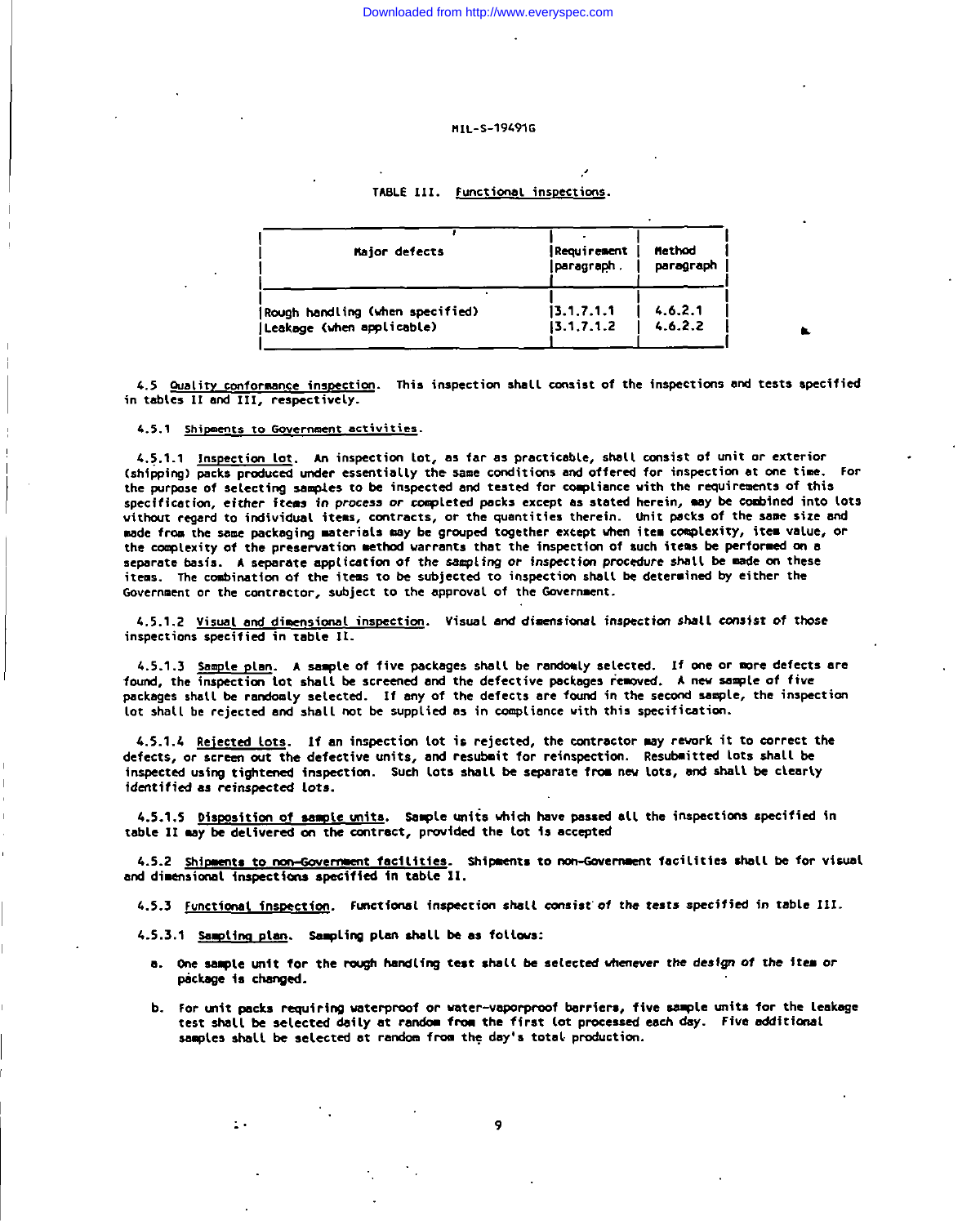TABLE III. Functional inspections.

| Major defects | Requirement paragraph | Method paragraph |
|---|---|---|
| Rough handling (when specified) | 3.1.7.1.1 | 4.6.2.1 |
| Leakage (when applicable) | 3.1.7.1.2 | 4.6.2.2 |

4.5 Quality conformance inspection. This inspection shall consist of the inspections and tests specified in tables II and III, respectively.

4.5.1 Shipments to Government activities.

4.5.1.1 Inspection lot. An inspection lot, as far as practicable, shall consist of unit or exterior (shipping) packs produced under essentially the same conditions and offered for inspection at one time. For the purpose of selecting samples to be inspected and tested for compliance with the requirements of this specification, either items in process or completed packs except as stated herein, may be combined into lots without regard to individual items, contracts, or the quantities therein. Unit packs of the same size and made from the same packaging materials may be grouped together except when item complexity, item value, or the complexity of the preservation method warrants that the inspection of such items be performed on a separate basis. A separate application of the sampling or inspection procedure shall be made on these items. The combination of the items to be subjected to inspection shall be determined by either the Government or the contractor, subject to the approval of the Government.

4.5.1.2 Visual and dimensional inspection. Visual and dimensional inspection shall consist of those inspections specified in table II.

4.5.1.3 Sample plan. A sample of five packages shall be randomly selected. If one or more defects are found, the inspection lot shall be screened and the defective packages removed. A new sample of five packages shall be randomly selected. If any of the defects are found in the second sample, the inspection lot shall be rejected and shall not be supplied as in compliance with this specification.

4.5.1.4 Rejected lots. If an inspection lot is rejected, the contractor may rework it to correct the defects, or screen out the defective units, and resubmit for reinspection. Resubmitted lots shall be inspected using tightened inspection. Such lots shall be separate from new lots, and shall be clearly identified as reinspected lots.

4.5.1.5 Disposition of sample units. Sample units which have passed all the inspections specified in table II may be delivered on the contract, provided the lot is accepted

4.5.2 Shipments to non-Government facilities. Shipments to non-Government facilities shall be for visual and dimensional inspections specified in table II.

4.5.3 Functional inspection. Functional inspection shall consist of the tests specified in table III.

4.5.3.1 Sampling plan. Sampling plan shall be as follows:

a. One sample unit for the rough handling test shall be selected whenever the design of the item or package is changed.

b. For unit packs requiring waterproof or water-vaporproof barriers, five sample units for the leakage test shall be selected daily at random from the first lot processed each day. Five additional samples shall be selected at random from the day's total production.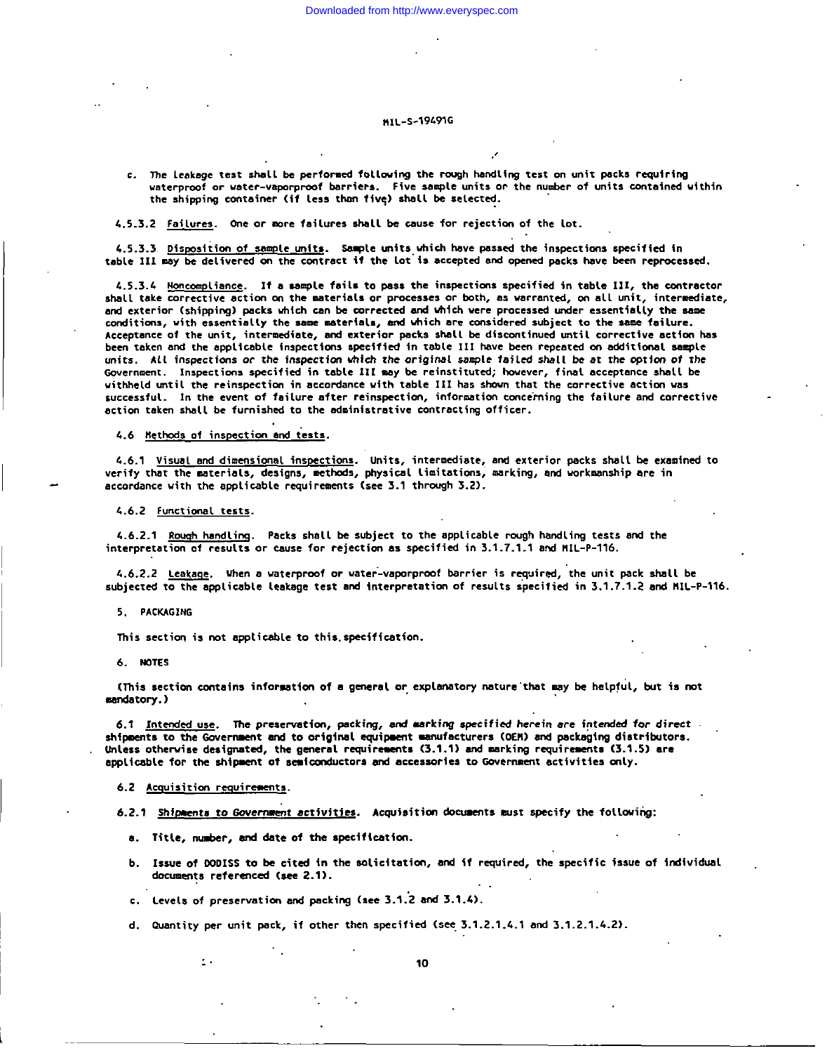c. The leakage test shall be performed following the rough handling test on unit packs requiring waterproof or water-vaporproof barriers. Five sample units or the number of units contained within the shipping container (if less than five) shall be selected.

4.5.3.2 Failures. One or more failures shall be cause for rejection of the lot.

4.5.3.3 Disposition of sample units. Sample units which have passed the inspections specified in table III may be delivered on the contract if the lot is accepted and opened packs have been reprocessed.

4.5.3.4 Noncompliance. If a sample fails to pass the inspections specified in table III, the contractor shall take corrective action on the materials or processes or both, as warranted, on all unit, intermediate, and exterior (shipping) packs which can be corrected and which were processed under essentially the same conditions, with essentially the same materials, and which are considered subject to the same failure. Acceptance of the unit, intermediate, and exterior packs shall be discontinued until corrective action has been taken and the applicable inspections specified in table III have been repeated on additional sample units. All inspections or the inspection which the original sample failed shall be at the option of the Government. Inspections specified in table III may be reinstituted; however, final acceptance shall be withheld until the reinspection in accordance with table III has shown that the corrective action was successful. In the event of failure after reinspection, information concerning the failure and corrective action taken shall be furnished to the administrative contracting officer.

4.6 Methods of inspection and tests.

4.6.1 Visual and dimensional inspections. Units, intermediate, and exterior packs shall be examined to verify that the materials, designs, methods, physical limitations, marking, and workmanship are in accordance with the applicable requirements (see 3.1 through 3.2).

4.6.2 Functional tests.

4.6.2.1 Rough handling. Packs shall be subject to the applicable rough handling tests and the interpretation of results or cause for rejection as specified in 3.1.7.1.1 and MIL-P-116.

4.6.2.2 Leakage. When a waterproof or water-vaporproof barrier is required, the unit pack shall be subjected to the applicable leakage test and interpretation of results specified in 3.1.7.1.2 and MIL-P-116.

## 5. PACKAGING

This section is not applicable to this specification.

## 6. NOTES

(This section contains information of a general or explanatory nature that may be helpful, but is not mandatory.)

6.1 Intended use. The preservation, packing, and marking specified herein are intended for direct shipments to the Government and to original equipment manufacturers (OEM) and packaging distributors. Unless otherwise designated, the general requirements (3.1.1) and marking requirements (3.1.5) are applicable for the shipment of semiconductors and accessories to Government activities only.

6.2 Acquisition requirements.

6.2.1 Shipments to Government activities. Acquisition documents must specify the following:

a. Title, number, and date of the specification.

b. Issue of DODISS to be cited in the solicitation, and if required, the specific issue of individual documents referenced (see 2.1).

c. Levels of preservation and packing (see 3.1.2 and 3.1.4).

d. Quantity per unit pack, if other then specified (see 3.1.2.1.4.1 and 3.1.2.1.4.2).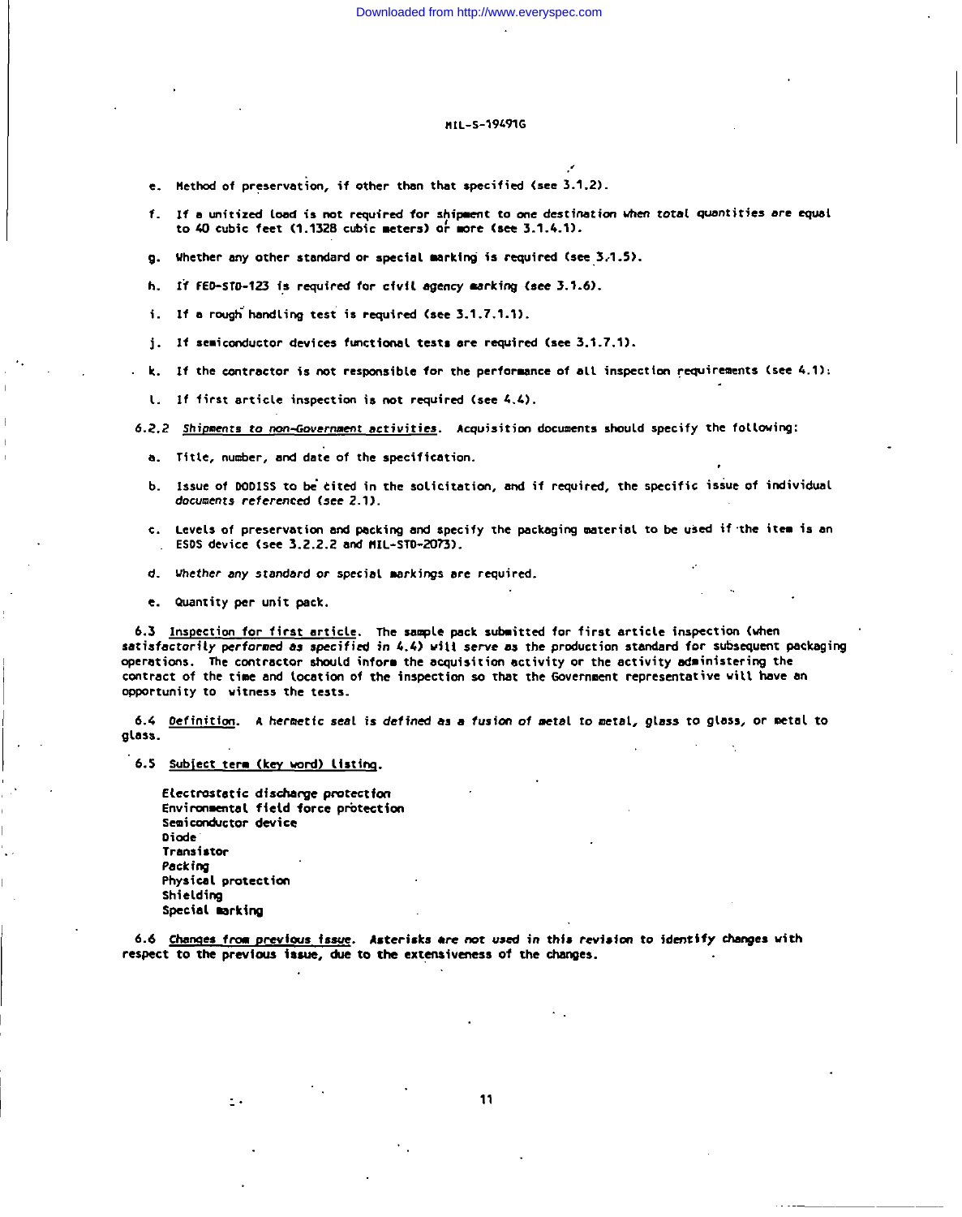e. Method of preservation, if other than that specified (see 3.1.2).

f. If a unitized load is not required for shipment to one destination when total quantities are equal to 40 cubic feet (1.1328 cubic meters) or more (see 3.1.4.1).

g. Whether any other standard or special marking is required (see 3.1.5).

h. If FED-STD-123 is required for civil agency marking (see 3.1.6).

i. If a rough handling test is required (see 3.1.7.1.1).

j. If semiconductor devices functional tests are required (see 3.1.7.1).

k. If the contractor is not responsible for the performance of all inspection requirements (see 4.1).

l. If first article inspection is not required (see 4.4).

6.2.2 Shipments to non-Government activities. Acquisition documents should specify the following:

a. Title, number, and date of the specification.

b. Issue of DODISS to be cited in the solicitation, and if required, the specific issue of individual documents referenced (see 2.1).

c. Levels of preservation and packing and specify the packaging material to be used if the item is an ESDS device (see 3.2.2.2 and MIL-STD-2073).

d. Whether any standard or special markings are required.

e. Quantity per unit pack.

6.3 Inspection for first article. The sample pack submitted for first article inspection (when satisfactorily performed as specified in 4.4) will serve as the production standard for subsequent packaging operations. The contractor should inform the acquisition activity or the activity administering the contract of the time and location of the inspection so that the Government representative will have an opportunity to witness the tests.

6.4 Definition. A hermetic seal is defined as a fusion of metal to metal, glass to glass, or metal to glass.

6.5 Subject term (key word) listing.

Electrostatic discharge protection
Environmental field force protection
Semiconductor device
Diode
Transistor
Packing
Physical protection
Shielding
Special marking

6.6 Changes from previous issue. Asterisks are not used in this revision to identify changes with respect to the previous issue, due to the extensiveness of the changes.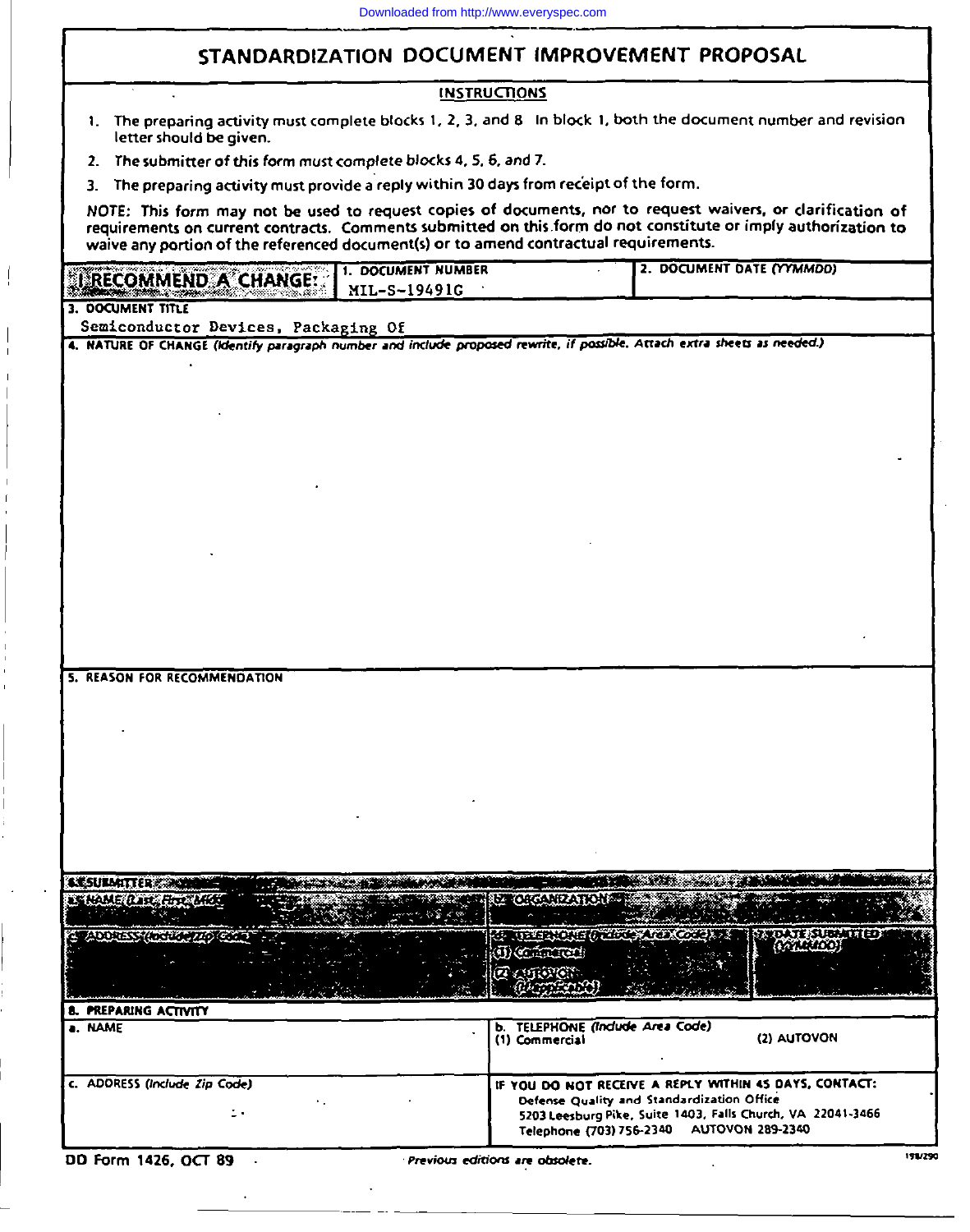# STANDARDIZATION DOCUMENT IMPROVEMENT PROPOSAL

## INSTRUCTIONS

1. The preparing activity must complete blocks 1, 2, 3, and 8 In block 1, both the document number and revision letter should be given.
2. The submitter of this form must complete blocks 4, 5, 6, and 7.
3. The preparing activity must provide a reply within 30 days from receipt of the form.

NOTE: This form may not be used to request copies of documents, nor to request waivers, or clarification of requirements on current contracts. Comments submitted on this form do not constitute or imply authorization to waive any portion of the referenced document(s) or to amend contractual requirements.

| I RECOMMEND A CHANGE: | 1. DOCUMENT NUMBER MIL-S-19491G | 2. DOCUMENT DATE (YYMMDD) |
|---|---|---|

**3. DOCUMENT TITLE**
Semiconductor Devices, Packaging Of

**4. NATURE OF CHANGE** *(Identify paragraph number and include proposed rewrite, if possible. Attach extra sheets as needed.)*

**5. REASON FOR RECOMMENDATION**

**6. SUBMITTER**

| a. NAME (Last, First, Middle Initial) | b. ORGANIZATION | |
|---|---|---|
| c. ADDRESS (Include Zip Code) | d. TELEPHONE (Include Area Code) (1) Commercial (2) AUTOVON (If applicable) | 7. DATE SUBMITTED (YYMMDD) |

**8. PREPARING ACTIVITY**

| a. NAME | b. TELEPHONE *(Include Area Code)* (1) Commercial (2) AUTOVON |
|---|---|
| c. ADDRESS *(Include Zip Code)* | IF YOU DO NOT RECEIVE A REPLY WITHIN 45 DAYS, CONTACT: Defense Quality and Standardization Office 5203 Leesburg Pike, Suite 1403, Falls Church, VA 22041-3466 Telephone (703) 756-2340 AUTOVON 289-2340 |

DD Form 1426, OCT 89 *Previous editions are obsolete.* 198/290